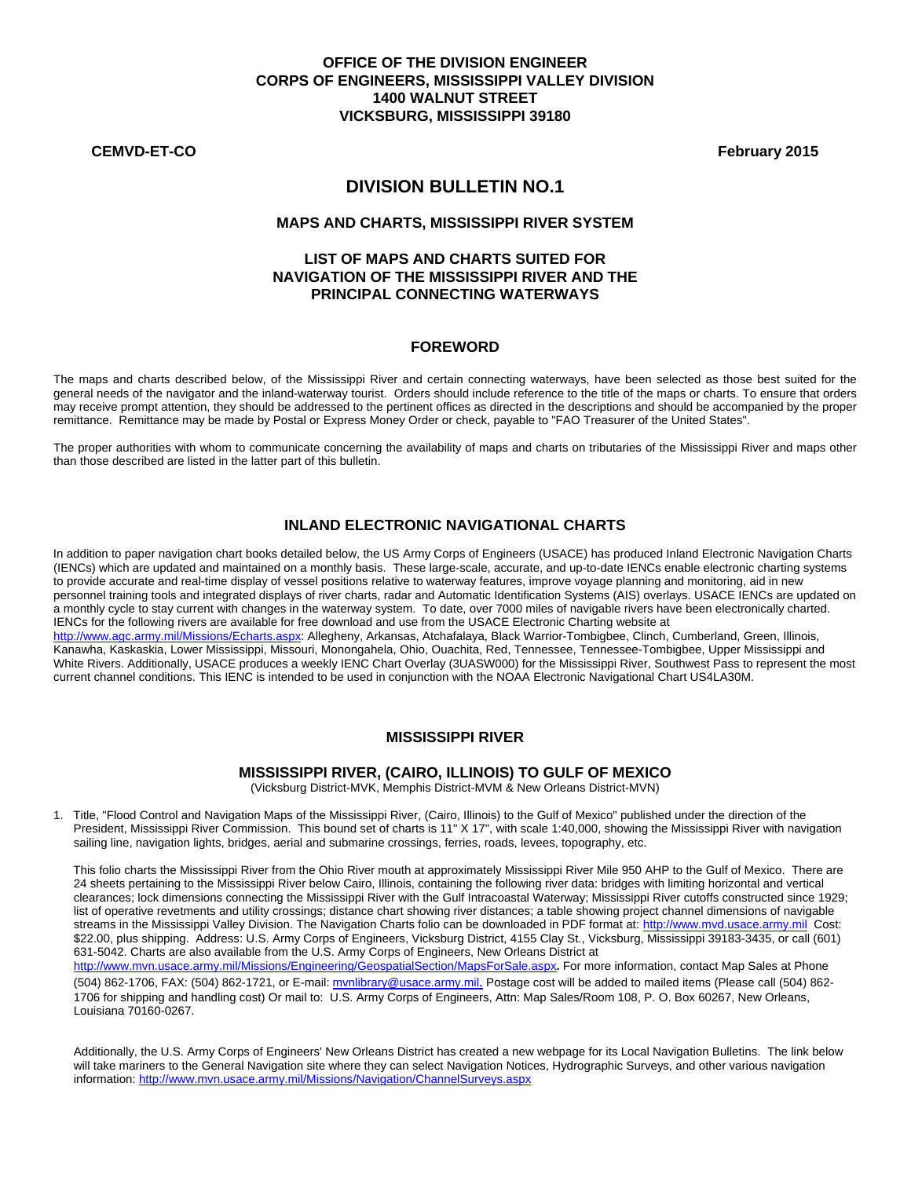**OFFICE OF THE DIVISION ENGINEER**
**CORPS OF ENGINEERS, MISSISSIPPI VALLEY DIVISION**
**1400 WALNUT STREET**
**VICKSBURG, MISSISSIPPI 39180**

**CEMVD-ET-CO** **February 2015**

# DIVISION BULLETIN NO.1

## MAPS AND CHARTS, MISSISSIPPI RIVER SYSTEM

## LIST OF MAPS AND CHARTS SUITED FOR NAVIGATION OF THE MISSISSIPPI RIVER AND THE PRINCIPAL CONNECTING WATERWAYS

## FOREWORD

The maps and charts described below, of the Mississippi River and certain connecting waterways, have been selected as those best suited for the general needs of the navigator and the inland-waterway tourist. Orders should include reference to the title of the maps or charts. To ensure that orders may receive prompt attention, they should be addressed to the pertinent offices as directed in the descriptions and should be accompanied by the proper remittance. Remittance may be made by Postal or Express Money Order or check, payable to "FAO Treasurer of the United States".

The proper authorities with whom to communicate concerning the availability of maps and charts on tributaries of the Mississippi River and maps other than those described are listed in the latter part of this bulletin.

## INLAND ELECTRONIC NAVIGATIONAL CHARTS

In addition to paper navigation chart books detailed below, the US Army Corps of Engineers (USACE) has produced Inland Electronic Navigation Charts (IENCs) which are updated and maintained on a monthly basis. These large-scale, accurate, and up-to-date IENCs enable electronic charting systems to provide accurate and real-time display of vessel positions relative to waterway features, improve voyage planning and monitoring, aid in new personnel training tools and integrated displays of river charts, radar and Automatic Identification Systems (AIS) overlays. USACE IENCs are updated on a monthly cycle to stay current with changes in the waterway system. To date, over 7000 miles of navigable rivers have been electronically charted. IENCs for the following rivers are available for free download and use from the USACE Electronic Charting website at http://www.agc.army.mil/Missions/Echarts.aspx: Allegheny, Arkansas, Atchafalaya, Black Warrior-Tombigbee, Clinch, Cumberland, Green, Illinois, Kanawha, Kaskaskia, Lower Mississippi, Missouri, Monongahela, Ohio, Ouachita, Red, Tennessee, Tennessee-Tombigbee, Upper Mississippi and White Rivers. Additionally, USACE produces a weekly IENC Chart Overlay (3UASW000) for the Mississippi River, Southwest Pass to represent the most current channel conditions. This IENC is intended to be used in conjunction with the NOAA Electronic Navigational Chart US4LA30M.

## MISSISSIPPI RIVER

### MISSISSIPPI RIVER, (CAIRO, ILLINOIS) TO GULF OF MEXICO

(Vicksburg District-MVK, Memphis District-MVM & New Orleans District-MVN)

1. Title, "Flood Control and Navigation Maps of the Mississippi River, (Cairo, Illinois) to the Gulf of Mexico" published under the direction of the President, Mississippi River Commission. This bound set of charts is 11" X 17", with scale 1:40,000, showing the Mississippi River with navigation sailing line, navigation lights, bridges, aerial and submarine crossings, ferries, roads, levees, topography, etc.

   This folio charts the Mississippi River from the Ohio River mouth at approximately Mississippi River Mile 950 AHP to the Gulf of Mexico. There are 24 sheets pertaining to the Mississippi River below Cairo, Illinois, containing the following river data: bridges with limiting horizontal and vertical clearances; lock dimensions connecting the Mississippi River with the Gulf Intracoastal Waterway; Mississippi River cutoffs constructed since 1929; list of operative revetments and utility crossings; distance chart showing river distances; a table showing project channel dimensions of navigable streams in the Mississippi Valley Division. The Navigation Charts folio can be downloaded in PDF format at: http://www.mvd.usace.army.mil Cost: $22.00, plus shipping. Address: U.S. Army Corps of Engineers, Vicksburg District, 4155 Clay St., Vicksburg, Mississippi 39183-3435, or call (601) 631-5042. Charts are also available from the U.S. Army Corps of Engineers, New Orleans District at http://www.mvn.usace.army.mil/Missions/Engineering/GeospatialSection/MapsForSale.aspx**.** For more information, contact Map Sales at Phone (504) 862-1706, FAX: (504) 862-1721, or E-mail: mvnlibrary@usace.army.mil**.** Postage cost will be added to mailed items (Please call (504) 862-1706 for shipping and handling cost) Or mail to: U.S. Army Corps of Engineers, Attn: Map Sales/Room 108, P. O. Box 60267, New Orleans, Louisiana 70160-0267.

   Additionally, the U.S. Army Corps of Engineers' New Orleans District has created a new webpage for its Local Navigation Bulletins. The link below will take mariners to the General Navigation site where they can select Navigation Notices, Hydrographic Surveys, and other various navigation information: http://www.mvn.usace.army.mil/Missions/Navigation/ChannelSurveys.aspx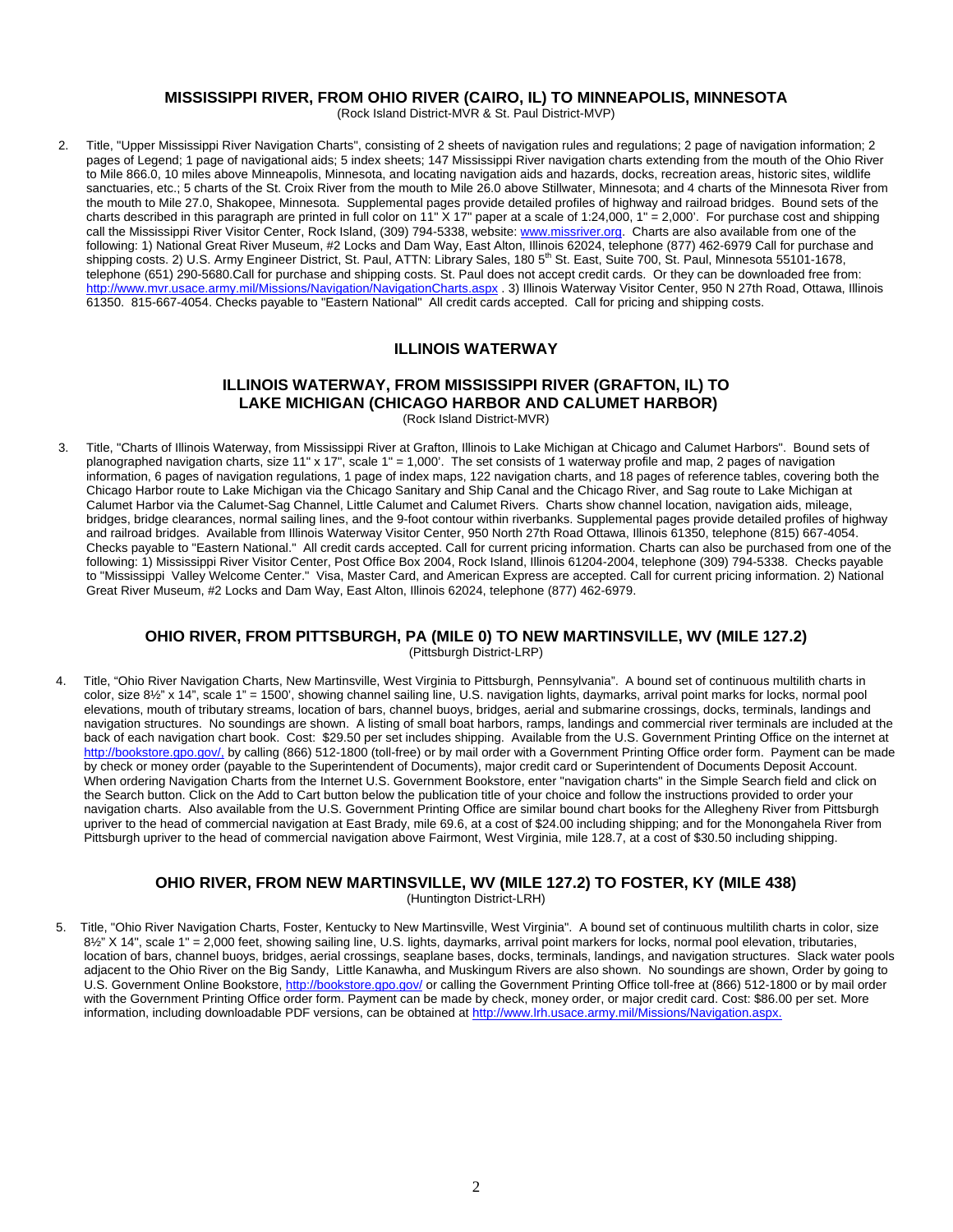## MISSISSIPPI RIVER, FROM OHIO RIVER (CAIRO, IL) TO MINNEAPOLIS, MINNESOTA

(Rock Island District-MVR & St. Paul District-MVP)

2. Title, "Upper Mississippi River Navigation Charts", consisting of 2 sheets of navigation rules and regulations; 2 page of navigation information; 2 pages of Legend; 1 page of navigational aids; 5 index sheets; 147 Mississippi River navigation charts extending from the mouth of the Ohio River to Mile 866.0, 10 miles above Minneapolis, Minnesota, and locating navigation aids and hazards, docks, recreation areas, historic sites, wildlife sanctuaries, etc.; 5 charts of the St. Croix River from the mouth to Mile 26.0 above Stillwater, Minnesota; and 4 charts of the Minnesota River from the mouth to Mile 27.0, Shakopee, Minnesota. Supplemental pages provide detailed profiles of highway and railroad bridges. Bound sets of the charts described in this paragraph are printed in full color on 11" X 17" paper at a scale of 1:24,000, 1" = 2,000'. For purchase cost and shipping call the Mississippi River Visitor Center, Rock Island, (309) 794-5338, website: www.missriver.org. Charts are also available from one of the following: 1) National Great River Museum, #2 Locks and Dam Way, East Alton, Illinois 62024, telephone (877) 462-6979 Call for purchase and shipping costs. 2) U.S. Army Engineer District, St. Paul, ATTN: Library Sales, 180 5th St. East, Suite 700, St. Paul, Minnesota 55101-1678, telephone (651) 290-5680.Call for purchase and shipping costs. St. Paul does not accept credit cards. Or they can be downloaded free from: http://www.mvr.usace.army.mil/Missions/Navigation/NavigationCharts.aspx . 3) Illinois Waterway Visitor Center, 950 N 27th Road, Ottawa, Illinois 61350. 815-667-4054. Checks payable to "Eastern National" All credit cards accepted. Call for pricing and shipping costs.

# ILLINOIS WATERWAY

## ILLINOIS WATERWAY, FROM MISSISSIPPI RIVER (GRAFTON, IL) TO LAKE MICHIGAN (CHICAGO HARBOR AND CALUMET HARBOR)

(Rock Island District-MVR)

3. Title, "Charts of Illinois Waterway, from Mississippi River at Grafton, Illinois to Lake Michigan at Chicago and Calumet Harbors". Bound sets of planographed navigation charts, size 11" x 17", scale 1" = 1,000'. The set consists of 1 waterway profile and map, 2 pages of navigation information, 6 pages of navigation regulations, 1 page of index maps, 122 navigation charts, and 18 pages of reference tables, covering both the Chicago Harbor route to Lake Michigan via the Chicago Sanitary and Ship Canal and the Chicago River, and Sag route to Lake Michigan at Calumet Harbor via the Calumet-Sag Channel, Little Calumet and Calumet Rivers. Charts show channel location, navigation aids, mileage, bridges, bridge clearances, normal sailing lines, and the 9-foot contour within riverbanks. Supplemental pages provide detailed profiles of highway and railroad bridges. Available from Illinois Waterway Visitor Center, 950 North 27th Road Ottawa, Illinois 61350, telephone (815) 667-4054. Checks payable to "Eastern National." All credit cards accepted. Call for current pricing information. Charts can also be purchased from one of the following: 1) Mississippi River Visitor Center, Post Office Box 2004, Rock Island, Illinois 61204-2004, telephone (309) 794-5338. Checks payable to "Mississippi Valley Welcome Center." Visa, Master Card, and American Express are accepted. Call for current pricing information. 2) National Great River Museum, #2 Locks and Dam Way, East Alton, Illinois 62024, telephone (877) 462-6979.

## OHIO RIVER, FROM PITTSBURGH, PA (MILE 0) TO NEW MARTINSVILLE, WV (MILE 127.2)

(Pittsburgh District-LRP)

4. Title, "Ohio River Navigation Charts, New Martinsville, West Virginia to Pittsburgh, Pennsylvania". A bound set of continuous multilith charts in color, size 8½" x 14", scale 1" = 1500', showing channel sailing line, U.S. navigation lights, daymarks, arrival point marks for locks, normal pool elevations, mouth of tributary streams, location of bars, channel buoys, bridges, aerial and submarine crossings, docks, terminals, landings and navigation structures. No soundings are shown. A listing of small boat harbors, ramps, landings and commercial river terminals are included at the back of each navigation chart book. Cost: $29.50 per set includes shipping. Available from the U.S. Government Printing Office on the internet at http://bookstore.gpo.gov/, by calling (866) 512-1800 (toll-free) or by mail order with a Government Printing Office order form. Payment can be made by check or money order (payable to the Superintendent of Documents), major credit card or Superintendent of Documents Deposit Account. When ordering Navigation Charts from the Internet U.S. Government Bookstore, enter "navigation charts" in the Simple Search field and click on the Search button. Click on the Add to Cart button below the publication title of your choice and follow the instructions provided to order your navigation charts. Also available from the U.S. Government Printing Office are similar bound chart books for the Allegheny River from Pittsburgh upriver to the head of commercial navigation at East Brady, mile 69.6, at a cost of $24.00 including shipping; and for the Monongahela River from Pittsburgh upriver to the head of commercial navigation above Fairmont, West Virginia, mile 128.7, at a cost of $30.50 including shipping.

## OHIO RIVER, FROM NEW MARTINSVILLE, WV (MILE 127.2) TO FOSTER, KY (MILE 438)

(Huntington District-LRH)

5. Title, "Ohio River Navigation Charts, Foster, Kentucky to New Martinsville, West Virginia". A bound set of continuous multilith charts in color, size 8½" X 14", scale 1" = 2,000 feet, showing sailing line, U.S. lights, daymarks, arrival point markers for locks, normal pool elevation, tributaries, location of bars, channel buoys, bridges, aerial crossings, seaplane bases, docks, terminals, landings, and navigation structures. Slack water pools adjacent to the Ohio River on the Big Sandy, Little Kanawha, and Muskingum Rivers are also shown. No soundings are shown, Order by going to U.S. Government Online Bookstore, http://bookstore.gpo.gov/ or calling the Government Printing Office toll-free at (866) 512-1800 or by mail order with the Government Printing Office order form. Payment can be made by check, money order, or major credit card. Cost: $86.00 per set. More information, including downloadable PDF versions, can be obtained at http://www.lrh.usace.army.mil/Missions/Navigation.aspx.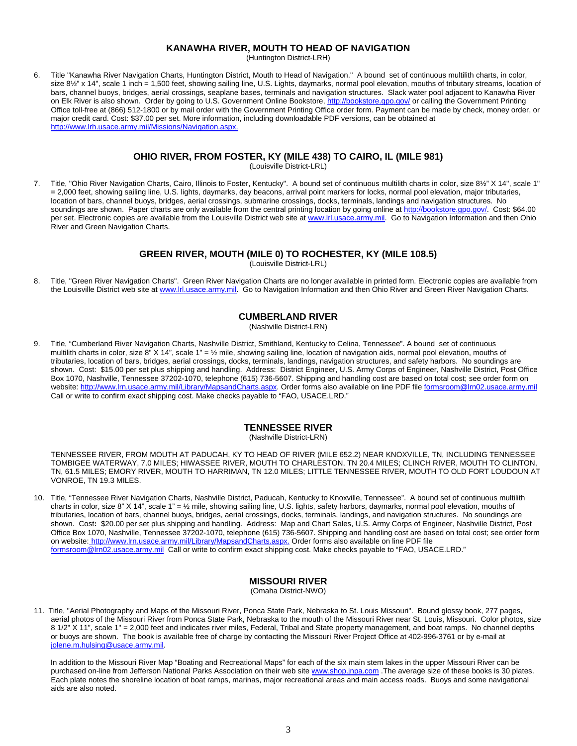## KANAWHA RIVER, MOUTH TO HEAD OF NAVIGATION

(Huntington District-LRH)

6. Title "Kanawha River Navigation Charts, Huntington District, Mouth to Head of Navigation." A bound set of continuous multilith charts, in color, size 8½" x 14", scale 1 inch = 1,500 feet, showing sailing line, U.S. Lights, daymarks, normal pool elevation, mouths of tributary streams, location of bars, channel buoys, bridges, aerial crossings, seaplane bases, terminals and navigation structures. Slack water pool adjacent to Kanawha River on Elk River is also shown. Order by going to U.S. Government Online Bookstore, http://bookstore.gpo.gov/ or calling the Government Printing Office toll-free at (866) 512-1800 or by mail order with the Government Printing Office order form. Payment can be made by check, money order, or major credit card. Cost: $37.00 per set. More information, including downloadable PDF versions, can be obtained at http://www.lrh.usace.army.mil/Missions/Navigation.aspx.

## OHIO RIVER, FROM FOSTER, KY (MILE 438) TO CAIRO, IL (MILE 981)

(Louisville District-LRL)

7. Title, "Ohio River Navigation Charts, Cairo, Illinois to Foster, Kentucky". A bound set of continuous multilith charts in color, size 8½" X 14", scale 1" = 2,000 feet, showing sailing line, U.S. lights, daymarks, day beacons, arrival point markers for locks, normal pool elevation, major tributaries, location of bars, channel buoys, bridges, aerial crossings, submarine crossings, docks, terminals, landings and navigation structures. No soundings are shown. Paper charts are only available from the central printing location by going online at http://bookstore.gpo.gov/. Cost: $64.00 per set. Electronic copies are available from the Louisville District web site at www.lrl.usace.army.mil. Go to Navigation Information and then Ohio River and Green Navigation Charts.

## GREEN RIVER, MOUTH (MILE 0) TO ROCHESTER, KY (MILE 108.5)

(Louisville District-LRL)

8. Title, "Green River Navigation Charts". Green River Navigation Charts are no longer available in printed form. Electronic copies are available from the Louisville District web site at www.lrl.usace.army.mil. Go to Navigation Information and then Ohio River and Green Navigation Charts.

## CUMBERLAND RIVER

(Nashville District-LRN)

9. Title, "Cumberland River Navigation Charts, Nashville District, Smithland, Kentucky to Celina, Tennessee". A bound set of continuous multilith charts in color, size 8" X 14", scale 1" = ½ mile, showing sailing line, location of navigation aids, normal pool elevation, mouths of tributaries, location of bars, bridges, aerial crossings, docks, terminals, landings, navigation structures, and safety harbors. No soundings are shown. Cost: $15.00 per set plus shipping and handling. Address: District Engineer, U.S. Army Corps of Engineer, Nashville District, Post Office Box 1070, Nashville, Tennessee 37202-1070, telephone (615) 736-5607. Shipping and handling cost are based on total cost; see order form on website: http://www.lrn.usace.army.mil/Library/MapsandCharts.aspx. Order forms also available on line PDF file formsroom@lrn02.usace.army.mil Call or write to confirm exact shipping cost. Make checks payable to "FAO, USACE.LRD."

## TENNESSEE RIVER

(Nashville District-LRN)

TENNESSEE RIVER, FROM MOUTH AT PADUCAH, KY TO HEAD OF RIVER (MILE 652.2) NEAR KNOXVILLE, TN, INCLUDING TENNESSEE TOMBIGEE WATERWAY, 7.0 MILES; HIWASSEE RIVER, MOUTH TO CHARLESTON, TN 20.4 MILES; CLINCH RIVER, MOUTH TO CLINTON, TN, 61.5 MILES; EMORY RIVER, MOUTH TO HARRIMAN, TN 12.0 MILES; LITTLE TENNESSEE RIVER, MOUTH TO OLD FORT LOUDOUN AT VONROE, TN 19.3 MILES.

10. Title, "Tennessee River Navigation Charts, Nashville District, Paducah, Kentucky to Knoxville, Tennessee". A bound set of continuous multilith charts in color, size 8" X 14", scale 1" = ½ mile, showing sailing line, U.S. lights, safety harbors, daymarks, normal pool elevation, mouths of tributaries, location of bars, channel buoys, bridges, aerial crossings, docks, terminals, landings, and navigation structures. No soundings are shown. Cost: $20.00 per set plus shipping and handling. Address: Map and Chart Sales, U.S. Army Corps of Engineer, Nashville District, Post Office Box 1070, Nashville, Tennessee 37202-1070, telephone (615) 736-5607. Shipping and handling cost are based on total cost; see order form on website: http://www.lrn.usace.army.mil/Library/MapsandCharts.aspx. Order forms also available on line PDF file formsroom@lrn02.usace.army.mil Call or write to confirm exact shipping cost. Make checks payable to "FAO, USACE.LRD."

## MISSOURI RIVER

(Omaha District-NWO)

11. Title, "Aerial Photography and Maps of the Missouri River, Ponca State Park, Nebraska to St. Louis Missouri". Bound glossy book, 277 pages, aerial photos of the Missouri River from Ponca State Park, Nebraska to the mouth of the Missouri River near St. Louis, Missouri. Color photos, size 8 1/2" X 11", scale 1" = 2,000 feet and indicates river miles, Federal, Tribal and State property management, and boat ramps. No channel depths or buoys are shown. The book is available free of charge by contacting the Missouri River Project Office at 402-996-3761 or by e-mail at jolene.m.hulsing@usace.army.mil.

In addition to the Missouri River Map "Boating and Recreational Maps" for each of the six main stem lakes in the upper Missouri River can be purchased on-line from Jefferson National Parks Association on their web site www.shop.jnpa.com .The average size of these books is 30 plates. Each plate notes the shoreline location of boat ramps, marinas, major recreational areas and main access roads. Buoys and some navigational aids are also noted.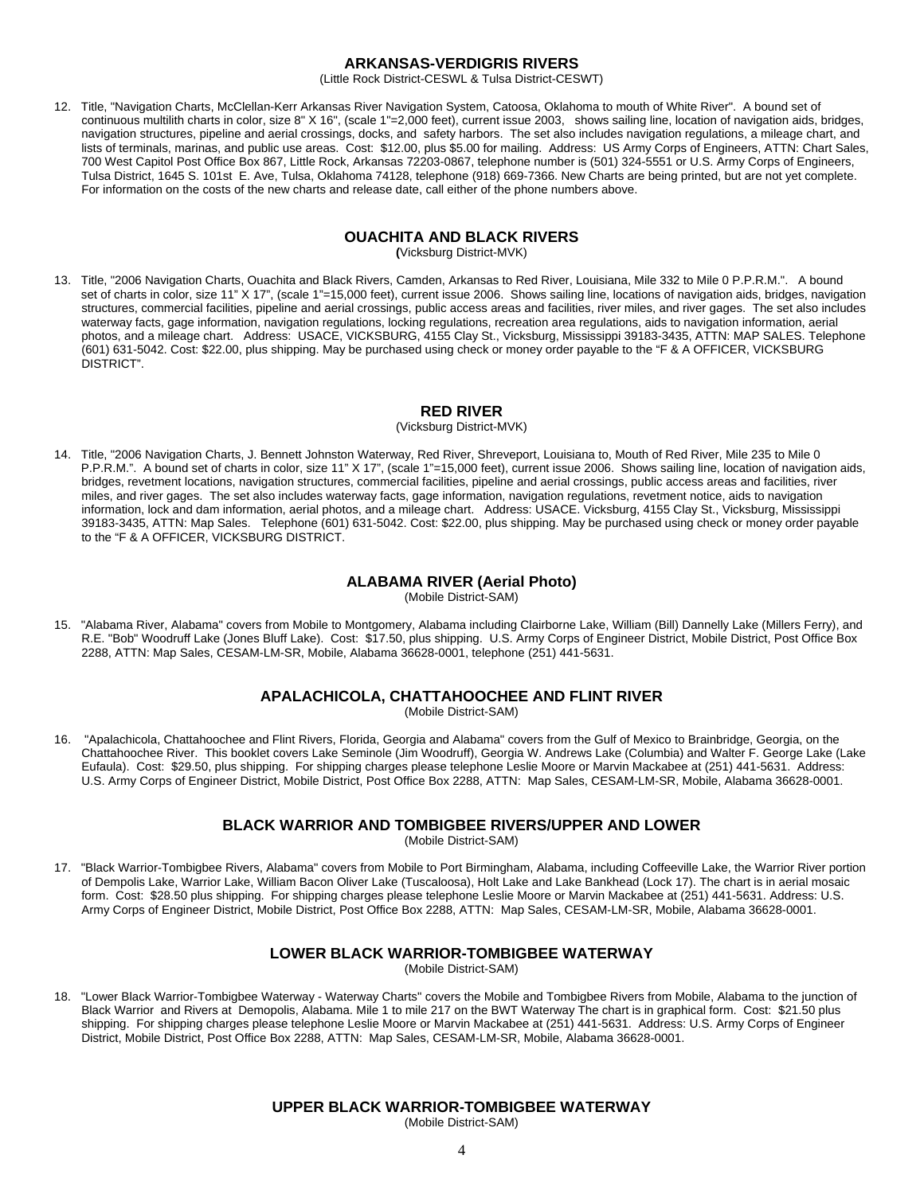## ARKANSAS-VERDIGRIS RIVERS

(Little Rock District-CESWL & Tulsa District-CESWT)

12. Title, "Navigation Charts, McClellan-Kerr Arkansas River Navigation System, Catoosa, Oklahoma to mouth of White River". A bound set of continuous multilith charts in color, size 8" X 16", (scale 1"=2,000 feet), current issue 2003, shows sailing line, location of navigation aids, bridges, navigation structures, pipeline and aerial crossings, docks, and safety harbors. The set also includes navigation regulations, a mileage chart, and lists of terminals, marinas, and public use areas. Cost: $12.00, plus $5.00 for mailing. Address: US Army Corps of Engineers, ATTN: Chart Sales, 700 West Capitol Post Office Box 867, Little Rock, Arkansas 72203-0867, telephone number is (501) 324-5551 or U.S. Army Corps of Engineers, Tulsa District, 1645 S. 101st E. Ave, Tulsa, Oklahoma 74128, telephone (918) 669-7366. New Charts are being printed, but are not yet complete. For information on the costs of the new charts and release date, call either of the phone numbers above.

## OUACHITA AND BLACK RIVERS

(Vicksburg District-MVK)

13. Title, "2006 Navigation Charts, Ouachita and Black Rivers, Camden, Arkansas to Red River, Louisiana, Mile 332 to Mile 0 P.P.R.M.". A bound set of charts in color, size 11" X 17", (scale 1"=15,000 feet), current issue 2003. Shows sailing line, locations of navigation aids, bridges, navigation structures, commercial facilities, pipeline and aerial crossings, public access areas and facilities, river miles, and river gages. The set also includes waterway facts, gage information, navigation regulations, locking regulations, recreation area regulations, aids to navigation information, aerial photos, and a mileage chart. Address: USACE, VICKSBURG, 4155 Clay St., Vicksburg, Mississippi 39183-3435, ATTN: MAP SALES. Telephone (601) 631-5042. Cost: $22.00, plus shipping. May be purchased using check or money order payable to the "F & A OFFICER, VICKSBURG DISTRICT".

## RED RIVER

(Vicksburg District-MVK)

14. Title, "2006 Navigation Charts, J. Bennett Johnston Waterway, Red River, Shreveport, Louisiana to, Mouth of Red River, Mile 235 to Mile 0 P.P.R.M.". A bound set of charts in color, size 11" X 17", (scale 1"=15,000 feet), current issue 2006. Shows sailing line, location of navigation aids, bridges, revetment locations, navigation structures, commercial facilities, pipeline and aerial crossings, public access areas and facilities, river miles, and river gages. The set also includes waterway facts, gage information, navigation regulations, revetment notice, aids to navigation information, lock and dam information, aerial photos, and a mileage chart. Address: USACE. Vicksburg, 4155 Clay St., Vicksburg, Mississippi 39183-3435, ATTN: Map Sales. Telephone (601) 631-5042. Cost: $22.00, plus shipping. May be purchased using check or money order payable to the "F & A OFFICER, VICKSBURG DISTRICT.

## ALABAMA RIVER (Aerial Photo)

(Mobile District-SAM)

15. "Alabama River, Alabama" covers from Mobile to Montgomery, Alabama including Clairborne Lake, William (Bill) Dannelly Lake (Millers Ferry), and R.E. "Bob" Woodruff Lake (Jones Bluff Lake). Cost: $17.50, plus shipping. U.S. Army Corps of Engineer District, Mobile District, Post Office Box 2288, ATTN: Map Sales, CESAM-LM-SR, Mobile, Alabama 36628-0001, telephone (251) 441-5631.

## APALACHICOLA, CHATTAHOOCHEE AND FLINT RIVER

(Mobile District-SAM)

16. "Apalachicola, Chattahoochee and Flint Rivers, Florida, Georgia and Alabama" covers from the Gulf of Mexico to Brainbridge, Georgia, on the Chattahoochee River. This booklet covers Lake Seminole (Jim Woodruff), Georgia W. Andrews Lake (Columbia) and Walter F. George Lake (Lake Eufaula). Cost: $29.50, plus shipping. For shipping charges please telephone Leslie Moore or Marvin Mackabee at (251) 441-5631. Address: U.S. Army Corps of Engineer District, Mobile District, Post Office Box 2288, ATTN: Map Sales, CESAM-LM-SR, Mobile, Alabama 36628-0001.

## BLACK WARRIOR AND TOMBIGBEE RIVERS/UPPER AND LOWER

(Mobile District-SAM)

17. "Black Warrior-Tombigbee Rivers, Alabama" covers from Mobile to Port Birmingham, Alabama, including Coffeeville Lake, the Warrior River portion of Dempolis Lake, Warrior Lake, William Bacon Oliver Lake (Tuscaloosa), Holt Lake and Lake Bankhead (Lock 17). The chart is in aerial mosaic form. Cost: $28.50 plus shipping. For shipping charges please telephone Leslie Moore or Marvin Mackabee at (251) 441-5631. Address: U.S. Army Corps of Engineer District, Mobile District, Post Office Box 2288, ATTN: Map Sales, CESAM-LM-SR, Mobile, Alabama 36628-0001.

## LOWER BLACK WARRIOR-TOMBIGBEE WATERWAY

(Mobile District-SAM)

18. "Lower Black Warrior-Tombigbee Waterway - Waterway Charts" covers the Mobile and Tombigbee Rivers from Mobile, Alabama to the junction of Black Warrior and Rivers at Demopolis, Alabama. Mile 1 to mile 217 on the BWT Waterway The chart is in graphical form. Cost: $21.50 plus shipping. For shipping charges please telephone Leslie Moore or Marvin Mackabee at (251) 441-5631. Address: U.S. Army Corps of Engineer District, Mobile District, Post Office Box 2288, ATTN: Map Sales, CESAM-LM-SR, Mobile, Alabama 36628-0001.

## UPPER BLACK WARRIOR-TOMBIGBEE WATERWAY

(Mobile District-SAM)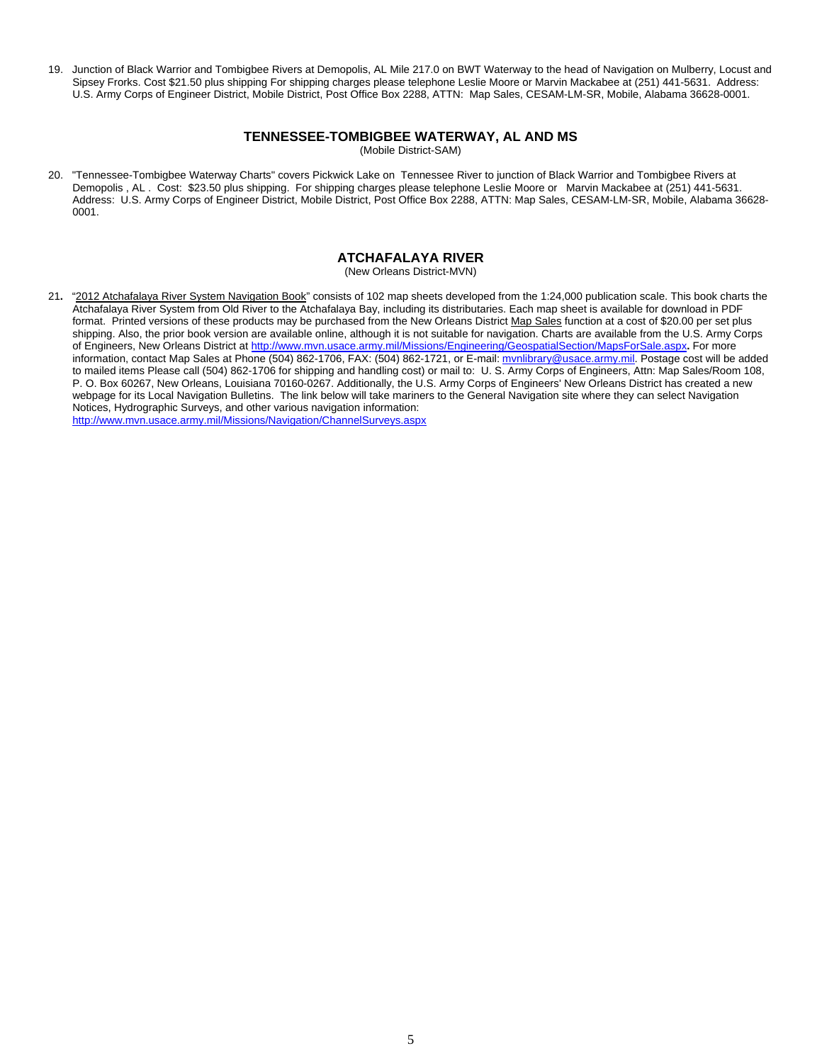19. Junction of Black Warrior and Tombigbee Rivers at Demopolis, AL Mile 217.0 on BWT Waterway to the head of Navigation on Mulberry, Locust and Sipsey Frorks. Cost $21.50 plus shipping For shipping charges please telephone Leslie Moore or Marvin Mackabee at (251) 441-5631. Address: U.S. Army Corps of Engineer District, Mobile District, Post Office Box 2288, ATTN: Map Sales, CESAM-LM-SR, Mobile, Alabama 36628-0001.

## TENNESSEE-TOMBIGBEE WATERWAY, AL AND MS

(Mobile District-SAM)

20. "Tennessee-Tombigbee Waterway Charts" covers Pickwick Lake on Tennessee River to junction of Black Warrior and Tombigbee Rivers at Demopolis , AL . Cost: $23.50 plus shipping. For shipping charges please telephone Leslie Moore or Marvin Mackabee at (251) 441-5631. Address: U.S. Army Corps of Engineer District, Mobile District, Post Office Box 2288, ATTN: Map Sales, CESAM-LM-SR, Mobile, Alabama 36628-0001.

## ATCHAFALAYA RIVER

(New Orleans District-MVN)

21. "2012 Atchafalaya River System Navigation Book" consists of 102 map sheets developed from the 1:24,000 publication scale. This book charts the Atchafalaya River System from Old River to the Atchafalaya Bay, including its distributaries. Each map sheet is available for download in PDF format. Printed versions of these products may be purchased from the New Orleans District Map Sales function at a cost of $20.00 per set plus shipping. Also, the prior book version are available online, although it is not suitable for navigation. Charts are available from the U.S. Army Corps of Engineers, New Orleans District at http://www.mvn.usace.army.mil/Missions/Engineering/GeospatialSection/MapsForSale.aspx**.** For more information, contact Map Sales at Phone (504) 862-1706, FAX: (504) 862-1721, or E-mail: mvnlibrary@usace.army.mil. Postage cost will be added to mailed items Please call (504) 862-1706 for shipping and handling cost) or mail to: U. S. Army Corps of Engineers, Attn: Map Sales/Room 108, P. O. Box 60267, New Orleans, Louisiana 70160-0267. Additionally, the U.S. Army Corps of Engineers' New Orleans District has created a new webpage for its Local Navigation Bulletins. The link below will take mariners to the General Navigation site where they can select Navigation Notices, Hydrographic Surveys, and other various navigation information:
    http://www.mvn.usace.army.mil/Missions/Navigation/ChannelSurveys.aspx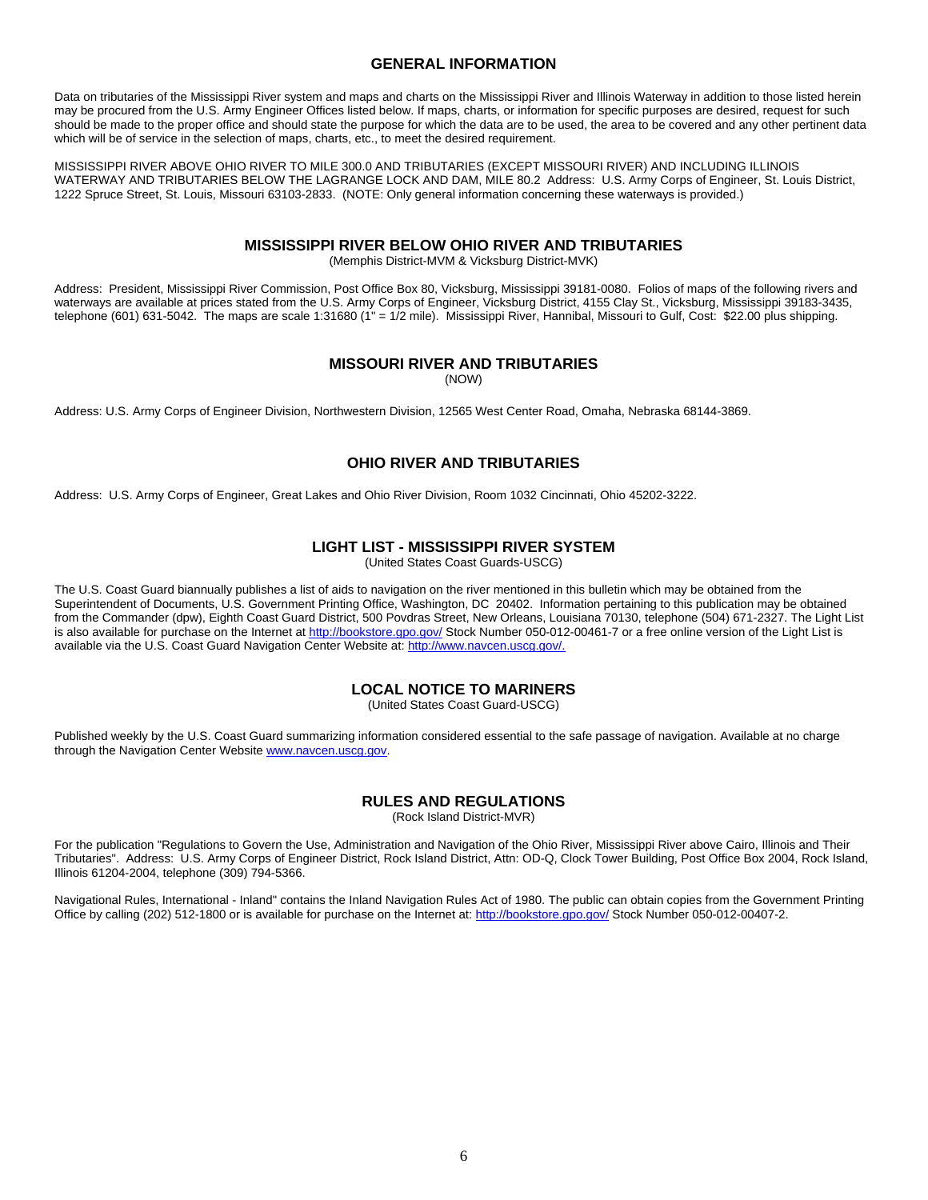## GENERAL INFORMATION

Data on tributaries of the Mississippi River system and maps and charts on the Mississippi River and Illinois Waterway in addition to those listed herein may be procured from the U.S. Army Engineer Offices listed below. If maps, charts, or information for specific purposes are desired, request for such should be made to the proper office and should state the purpose for which the data are to be used, the area to be covered and any other pertinent data which will be of service in the selection of maps, charts, etc., to meet the desired requirement.

MISSISSIPPI RIVER ABOVE OHIO RIVER TO MILE 300.0 AND TRIBUTARIES (EXCEPT MISSOURI RIVER) AND INCLUDING ILLINOIS WATERWAY AND TRIBUTARIES BELOW THE LAGRANGE LOCK AND DAM, MILE 80.2 Address: U.S. Army Corps of Engineer, St. Louis District, 1222 Spruce Street, St. Louis, Missouri 63103-2833. (NOTE: Only general information concerning these waterways is provided.)

## MISSISSIPPI RIVER BELOW OHIO RIVER AND TRIBUTARIES

(Memphis District-MVM & Vicksburg District-MVK)

Address: President, Mississippi River Commission, Post Office Box 80, Vicksburg, Mississippi 39181-0080. Folios of maps of the following rivers and waterways are available at prices stated from the U.S. Army Corps of Engineer, Vicksburg District, 4155 Clay St., Vicksburg, Mississippi 39183-3435, telephone (601) 631-5042. The maps are scale 1:31680 (1" = 1/2 mile). Mississippi River, Hannibal, Missouri to Gulf, Cost: $22.00 plus shipping.

## MISSOURI RIVER AND TRIBUTARIES

(NOW)

Address: U.S. Army Corps of Engineer Division, Northwestern Division, 12565 West Center Road, Omaha, Nebraska 68144-3869.

## OHIO RIVER AND TRIBUTARIES

Address: U.S. Army Corps of Engineer, Great Lakes and Ohio River Division, Room 1032 Cincinnati, Ohio 45202-3222.

## LIGHT LIST - MISSISSIPPI RIVER SYSTEM

(United States Coast Guards-USCG)

The U.S. Coast Guard biannually publishes a list of aids to navigation on the river mentioned in this bulletin which may be obtained from the Superintendent of Documents, U.S. Government Printing Office, Washington, DC 20402. Information pertaining to this publication may be obtained from the Commander (dpw), Eighth Coast Guard District, 500 Povdras Street, New Orleans, Louisiana 70130, telephone (504) 671-2327. The Light List is also available for purchase on the Internet at http://bookstore.gpo.gov/ Stock Number 050-012-00461-7 or a free online version of the Light List is available via the U.S. Coast Guard Navigation Center Website at: http://www.navcen.uscg.gov/.

## LOCAL NOTICE TO MARINERS

(United States Coast Guard-USCG)

Published weekly by the U.S. Coast Guard summarizing information considered essential to the safe passage of navigation. Available at no charge through the Navigation Center Website www.navcen.uscg.gov.

## RULES AND REGULATIONS

(Rock Island District-MVR)

For the publication "Regulations to Govern the Use, Administration and Navigation of the Ohio River, Mississippi River above Cairo, Illinois and Their Tributaries". Address: U.S. Army Corps of Engineer District, Rock Island District, Attn: OD-Q, Clock Tower Building, Post Office Box 2004, Rock Island, Illinois 61204-2004, telephone (309) 794-5366.

Navigational Rules, International - Inland" contains the Inland Navigation Rules Act of 1980. The public can obtain copies from the Government Printing Office by calling (202) 512-1800 or is available for purchase on the Internet at: http://bookstore.gpo.gov/ Stock Number 050-012-00407-2.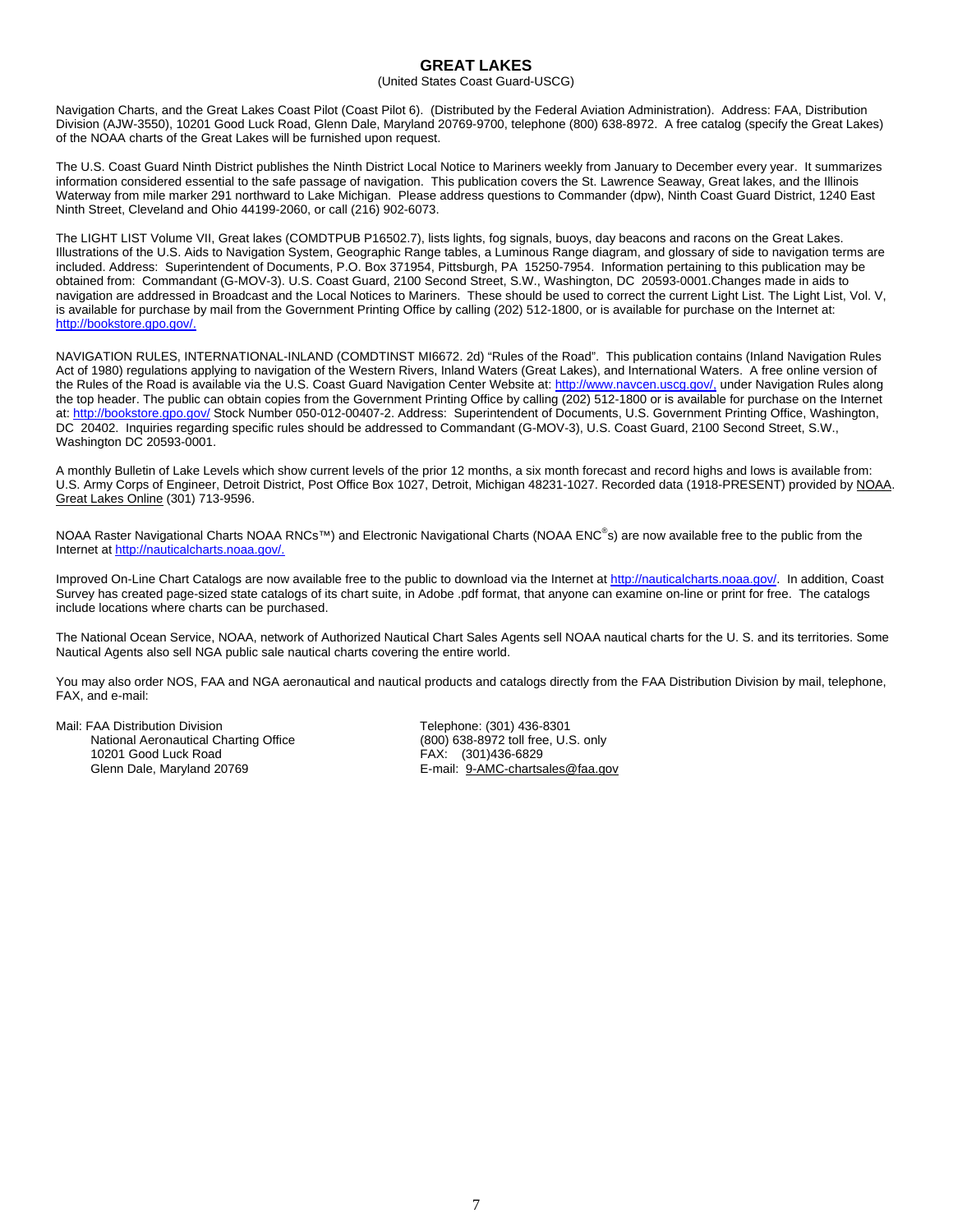# GREAT LAKES

(United States Coast Guard-USCG)

Navigation Charts, and the Great Lakes Coast Pilot (Coast Pilot 6). (Distributed by the Federal Aviation Administration). Address: FAA, Distribution Division (AJW-3550), 10201 Good Luck Road, Glenn Dale, Maryland 20769-9700, telephone (800) 638-8972. A free catalog (specify the Great Lakes) of the NOAA charts of the Great Lakes will be furnished upon request.

The U.S. Coast Guard Ninth District publishes the Ninth District Local Notice to Mariners weekly from January to December every year. It summarizes information considered essential to the safe passage of navigation. This publication covers the St. Lawrence Seaway, Great lakes, and the Illinois Waterway from mile marker 291 northward to Lake Michigan. Please address questions to Commander (dpw), Ninth Coast Guard District, 1240 East Ninth Street, Cleveland and Ohio 44199-2060, or call (216) 902-6073.

The LIGHT LIST Volume VII, Great lakes (COMDTPUB P16502.7), lists lights, fog signals, buoys, day beacons and racons on the Great Lakes. Illustrations of the U.S. Aids to Navigation System, Geographic Range tables, a Luminous Range diagram, and glossary of side to navigation terms are included. Address: Superintendent of Documents, P.O. Box 371954, Pittsburgh, PA 15250-7954. Information pertaining to this publication may be obtained from: Commandant (G-MOV-3). U.S. Coast Guard, 2100 Second Street, S.W., Washington, DC 20593-0001.Changes made in aids to navigation are addressed in Broadcast and the Local Notices to Mariners. These should be used to correct the current Light List. The Light List, Vol. V, is available for purchase by mail from the Government Printing Office by calling (202) 512-1800, or is available for purchase on the Internet at: http://bookstore.gpo.gov/.

NAVIGATION RULES, INTERNATIONAL-INLAND (COMDTINST MI6672. 2d) "Rules of the Road". This publication contains (Inland Navigation Rules Act of 1980) regulations applying to navigation of the Western Rivers, Inland Waters (Great Lakes), and International Waters. A free online version of the Rules of the Road is available via the U.S. Coast Guard Navigation Center Website at: http://www.navcen.uscg.gov/, under Navigation Rules along the top header. The public can obtain copies from the Government Printing Office by calling (202) 512-1800 or is available for purchase on the Internet at: http://bookstore.gpo.gov/ Stock Number 050-012-00407-2. Address: Superintendent of Documents, U.S. Government Printing Office, Washington, DC 20402. Inquiries regarding specific rules should be addressed to Commandant (G-MOV-3), U.S. Coast Guard, 2100 Second Street, S.W., Washington DC 20593-0001.

A monthly Bulletin of Lake Levels which show current levels of the prior 12 months, a six month forecast and record highs and lows is available from: U.S. Army Corps of Engineer, Detroit District, Post Office Box 1027, Detroit, Michigan 48231-1027. Recorded data (1918-PRESENT) provided by NOAA. Great Lakes Online (301) 713-9596.

NOAA Raster Navigational Charts NOAA RNCs™) and Electronic Navigational Charts (NOAA ENC®s) are now available free to the public from the Internet at http://nauticalcharts.noaa.gov/.

Improved On-Line Chart Catalogs are now available free to the public to download via the Internet at http://nauticalcharts.noaa.gov/. In addition, Coast Survey has created page-sized state catalogs of its chart suite, in Adobe .pdf format, that anyone can examine on-line or print for free. The catalogs include locations where charts can be purchased.

The National Ocean Service, NOAA, network of Authorized Nautical Chart Sales Agents sell NOAA nautical charts for the U. S. and its territories. Some Nautical Agents also sell NGA public sale nautical charts covering the entire world.

You may also order NOS, FAA and NGA aeronautical and nautical products and catalogs directly from the FAA Distribution Division by mail, telephone, FAX, and e-mail:

Mail: FAA Distribution Division
National Aeronautical Charting Office
10201 Good Luck Road
Glenn Dale, Maryland 20769

Telephone: (301) 436-8301
(800) 638-8972 toll free, U.S. only
FAX: (301)436-6829
E-mail: 9-AMC-chartsales@faa.gov